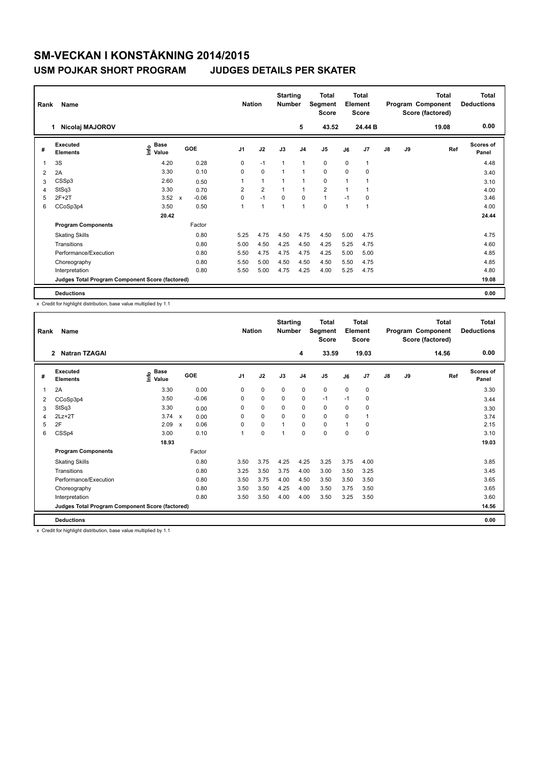# SM-VECKAN I KONSTÅKNING 2014/2015

## USM POJKAR SHORT PROGRAM JUDGES DETAILS PER SKATER

| Rank | Name | Nation | Starting Number | Total Segment Score | Total Element Score | Total Program Component Score (factored) | Total Deductions |
|---|---|---|---|---|---|---|---|
| 1 | Nicolaj MAJOROV | | 5 | 43.52 | 24.44 B | 19.08 | 0.00 |

| # | Executed Elements | Info | Base Value | | GOE | J1 | J2 | J3 | J4 | J5 | J6 | J7 | J8 | J9 | Ref | Scores of Panel |
|---|---|---|---|---|---|---|---|---|---|---|---|---|---|---|---|---|
| 1 | 3S | | 4.20 | | 0.28 | 0 | -1 | 1 | 1 | 0 | 0 | 1 | | | | 4.48 |
| 2 | 2A | | 3.30 | | 0.10 | 0 | 0 | 1 | 1 | 0 | 0 | 0 | | | | 3.40 |
| 3 | CSSp3 | | 2.60 | | 0.50 | 1 | 1 | 1 | 1 | 0 | 1 | 1 | | | | 3.10 |
| 4 | StSq3 | | 3.30 | | 0.70 | 2 | 2 | 1 | 1 | 2 | 1 | 1 | | | | 4.00 |
| 5 | 2F+2T | | 3.52 | x | -0.06 | 0 | -1 | 0 | 0 | 1 | -1 | 0 | | | | 3.46 |
| 6 | CCoSp3p4 | | 3.50 | | 0.50 | 1 | 1 | 1 | 1 | 0 | 1 | 1 | | | | 4.00 |
| | | | 20.42 | | | | | | | | | | | | | 24.44 |
| | **Program Components** | | | | Factor | | | | | | | | | | | |
| | Skating Skills | | | | 0.80 | 5.25 | 4.75 | 4.50 | 4.75 | 4.50 | 5.00 | 4.75 | | | | 4.75 |
| | Transitions | | | | 0.80 | 5.00 | 4.50 | 4.25 | 4.50 | 4.25 | 5.25 | 4.75 | | | | 4.60 |
| | Performance/Execution | | | | 0.80 | 5.50 | 4.75 | 4.75 | 4.75 | 4.25 | 5.00 | 5.00 | | | | 4.85 |
| | Choreography | | | | 0.80 | 5.50 | 5.00 | 4.50 | 4.50 | 4.50 | 5.50 | 4.75 | | | | 4.85 |
| | Interpretation | | | | 0.80 | 5.50 | 5.00 | 4.75 | 4.25 | 4.00 | 5.25 | 4.75 | | | | 4.80 |
| | **Judges Total Program Component Score (factored)** | | | | | | | | | | | | | | | 19.08 |
| | **Deductions** | | | | | | | | | | | | | | | 0.00 |

x Credit for highlight distribution, base value multiplied by 1.1

| Rank | Name | Nation | Starting Number | Total Segment Score | Total Element Score | Total Program Component Score (factored) | Total Deductions |
|---|---|---|---|---|---|---|---|
| 2 | Natran TZAGAI | | 4 | 33.59 | 19.03 | 14.56 | 0.00 |

| # | Executed Elements | Info | Base Value | | GOE | J1 | J2 | J3 | J4 | J5 | J6 | J7 | J8 | J9 | Ref | Scores of Panel |
|---|---|---|---|---|---|---|---|---|---|---|---|---|---|---|---|---|
| 1 | 2A | | 3.30 | | 0.00 | 0 | 0 | 0 | 0 | 0 | 0 | 0 | | | | 3.30 |
| 2 | CCoSp3p4 | | 3.50 | | -0.06 | 0 | 0 | 0 | 0 | -1 | -1 | 0 | | | | 3.44 |
| 3 | StSq3 | | 3.30 | | 0.00 | 0 | 0 | 0 | 0 | 0 | 0 | 0 | | | | 3.30 |
| 4 | 2Lz+2T | | 3.74 | x | 0.00 | 0 | 0 | 0 | 0 | 0 | 0 | 1 | | | | 3.74 |
| 5 | 2F | | 2.09 | x | 0.06 | 0 | 0 | 1 | 0 | 0 | 1 | 0 | | | | 2.15 |
| 6 | CSSp4 | | 3.00 | | 0.10 | 1 | 0 | 1 | 0 | 0 | 0 | 0 | | | | 3.10 |
| | | | 18.93 | | | | | | | | | | | | | 19.03 |
| | **Program Components** | | | | Factor | | | | | | | | | | | |
| | Skating Skills | | | | 0.80 | 3.50 | 3.75 | 4.25 | 4.25 | 3.25 | 3.75 | 4.00 | | | | 3.85 |
| | Transitions | | | | 0.80 | 3.25 | 3.50 | 3.75 | 4.00 | 3.00 | 3.50 | 3.25 | | | | 3.45 |
| | Performance/Execution | | | | 0.80 | 3.50 | 3.75 | 4.00 | 4.50 | 3.50 | 3.50 | 3.50 | | | | 3.65 |
| | Choreography | | | | 0.80 | 3.50 | 3.50 | 4.25 | 4.00 | 3.50 | 3.75 | 3.50 | | | | 3.65 |
| | Interpretation | | | | 0.80 | 3.50 | 3.50 | 4.00 | 4.00 | 3.50 | 3.25 | 3.50 | | | | 3.60 |
| | **Judges Total Program Component Score (factored)** | | | | | | | | | | | | | | | 14.56 |
| | **Deductions** | | | | | | | | | | | | | | | 0.00 |

x Credit for highlight distribution, base value multiplied by 1.1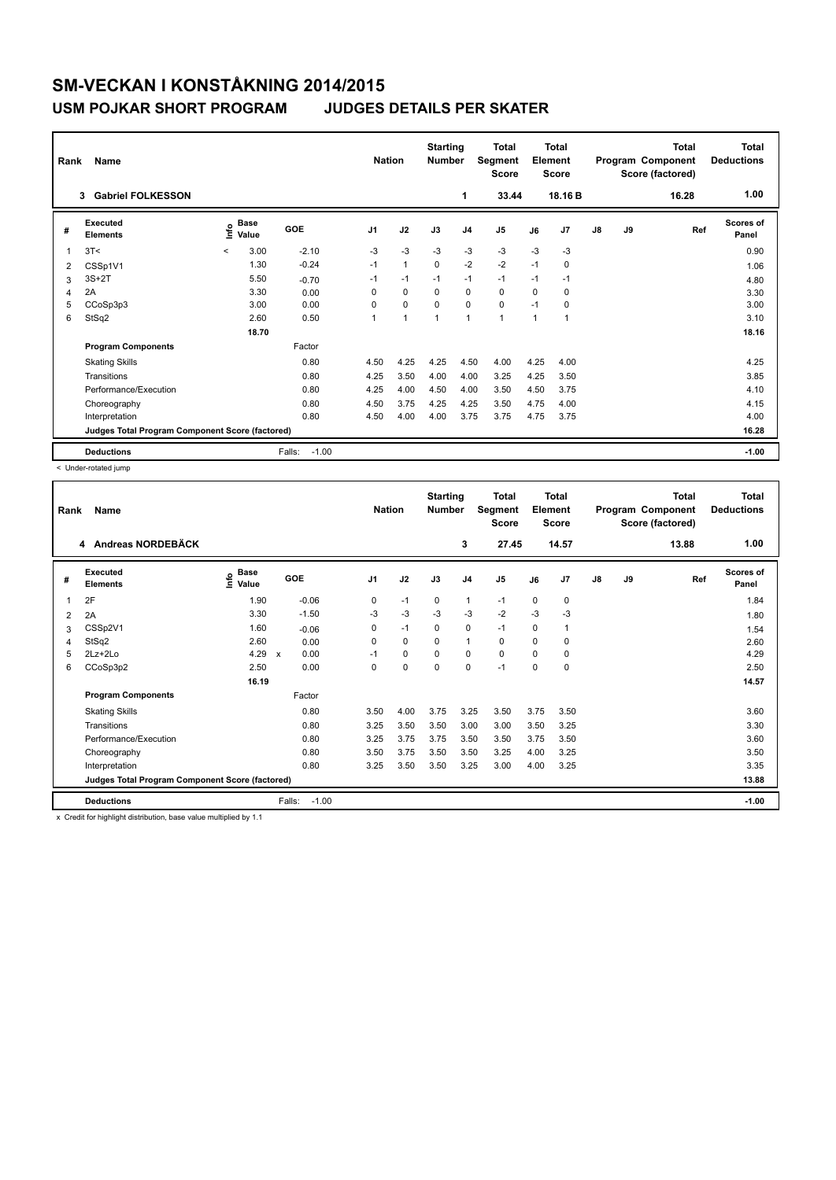# SM-VECKAN I KONSTÅKNING 2014/2015

## USM POJKAR SHORT PROGRAM JUDGES DETAILS PER SKATER

| Rank | Name | Nation | Starting Number | Total Segment Score | Total Element Score | Total Program Component Score (factored) | Total Deductions |
|---|---|---|---|---|---|---|---|
| 3 | Gabriel FOLKESSON | | 1 | 33.44 | 18.16 B | 16.28 | 1.00 |

| # | Executed Elements | Info | Base Value | GOE | J1 | J2 | J3 | J4 | J5 | J6 | J7 | J8 | J9 | Ref | Scores of Panel |
|---|---|---|---|---|---|---|---|---|---|---|---|---|---|---|---|
| 1 | 3T< | < | 3.00 | -2.10 | -3 | -3 | -3 | -3 | -3 | -3 | -3 | | | | 0.90 |
| 2 | CSSp1V1 | | 1.30 | -0.24 | -1 | 1 | 0 | -2 | -2 | -1 | 0 | | | | 1.06 |
| 3 | 3S+2T | | 5.50 | -0.70 | -1 | -1 | -1 | -1 | -1 | -1 | -1 | | | | 4.80 |
| 4 | 2A | | 3.30 | 0.00 | 0 | 0 | 0 | 0 | 0 | 0 | 0 | | | | 3.30 |
| 5 | CCoSp3p3 | | 3.00 | 0.00 | 0 | 0 | 0 | 0 | 0 | -1 | 0 | | | | 3.00 |
| 6 | StSq2 | | 2.60 | 0.50 | 1 | 1 | 1 | 1 | 1 | 1 | 1 | | | | 3.10 |
| | | | 18.70 | | | | | | | | | | | | 18.16 |
| | **Program Components** | | | Factor | | | | | | | | | | | |
| | Skating Skills | | | 0.80 | 4.50 | 4.25 | 4.25 | 4.50 | 4.00 | 4.25 | 4.00 | | | | 4.25 |
| | Transitions | | | 0.80 | 4.25 | 3.50 | 4.00 | 4.00 | 3.25 | 4.25 | 3.50 | | | | 3.85 |
| | Performance/Execution | | | 0.80 | 4.25 | 4.00 | 4.50 | 4.00 | 3.50 | 4.50 | 3.75 | | | | 4.10 |
| | Choreography | | | 0.80 | 4.50 | 3.75 | 4.25 | 4.25 | 3.50 | 4.75 | 4.00 | | | | 4.15 |
| | Interpretation | | | 0.80 | 4.50 | 4.00 | 4.00 | 3.75 | 3.75 | 4.75 | 3.75 | | | | 4.00 |
| | **Judges Total Program Component Score (factored)** | | | | | | | | | | | | | | 16.28 |
| | **Deductions** | | | Falls: -1.00 | | | | | | | | | | | -1.00 |

< Under-rotated jump

| Rank | Name | Nation | Starting Number | Total Segment Score | Total Element Score | Total Program Component Score (factored) | Total Deductions |
|---|---|---|---|---|---|---|---|
| 4 | Andreas NORDEBÄCK | | 3 | 27.45 | 14.57 | 13.88 | 1.00 |

| # | Executed Elements | Info | Base Value | GOE | J1 | J2 | J3 | J4 | J5 | J6 | J7 | J8 | J9 | Ref | Scores of Panel |
|---|---|---|---|---|---|---|---|---|---|---|---|---|---|---|---|
| 1 | 2F | | 1.90 | -0.06 | 0 | -1 | 0 | 1 | -1 | 0 | 0 | | | | 1.84 |
| 2 | 2A | | 3.30 | -1.50 | -3 | -3 | -3 | -3 | -2 | -3 | -3 | | | | 1.80 |
| 3 | CSSp2V1 | | 1.60 | -0.06 | 0 | -1 | 0 | 0 | -1 | 0 | 1 | | | | 1.54 |
| 4 | StSq2 | | 2.60 | 0.00 | 0 | 0 | 0 | 1 | 0 | 0 | 0 | | | | 2.60 |
| 5 | 2Lz+2Lo | | 4.29 x | 0.00 | -1 | 0 | 0 | 0 | 0 | 0 | 0 | | | | 4.29 |
| 6 | CCoSp3p2 | | 2.50 | 0.00 | 0 | 0 | 0 | 0 | -1 | 0 | 0 | | | | 2.50 |
| | | | 16.19 | | | | | | | | | | | | 14.57 |
| | **Program Components** | | | Factor | | | | | | | | | | | |
| | Skating Skills | | | 0.80 | 3.50 | 4.00 | 3.75 | 3.25 | 3.50 | 3.75 | 3.50 | | | | 3.60 |
| | Transitions | | | 0.80 | 3.25 | 3.50 | 3.50 | 3.00 | 3.00 | 3.50 | 3.25 | | | | 3.30 |
| | Performance/Execution | | | 0.80 | 3.25 | 3.75 | 3.75 | 3.50 | 3.50 | 3.75 | 3.50 | | | | 3.60 |
| | Choreography | | | 0.80 | 3.50 | 3.75 | 3.50 | 3.50 | 3.25 | 4.00 | 3.25 | | | | 3.50 |
| | Interpretation | | | 0.80 | 3.25 | 3.50 | 3.50 | 3.25 | 3.00 | 4.00 | 3.25 | | | | 3.35 |
| | **Judges Total Program Component Score (factored)** | | | | | | | | | | | | | | 13.88 |
| | **Deductions** | | | Falls: -1.00 | | | | | | | | | | | -1.00 |

x Credit for highlight distribution, base value multiplied by 1.1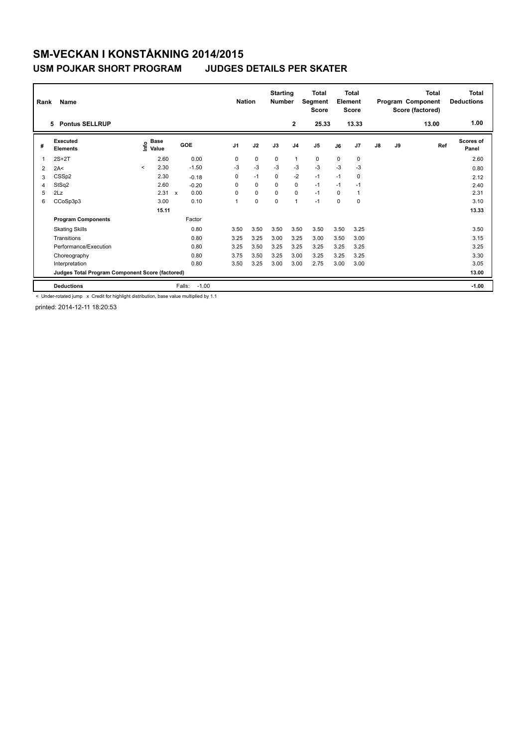# SM-VECKAN I KONSTÅKNING 2014/2015

## USM POJKAR SHORT PROGRAM JUDGES DETAILS PER SKATER

| Rank | Name | Nation | Starting Number | Total Segment Score | Total Element Score | Total Program Component Score (factored) | Total Deductions |
|---|---|---|---|---|---|---|---|
| 5 | Pontus SELLRUP | | 2 | 25.33 | 13.33 | 13.00 | 1.00 |

| # | Executed Elements | Info | Base Value | | GOE | J1 | J2 | J3 | J4 | J5 | J6 | J7 | J8 | J9 | Ref | Scores of Panel |
|---|---|---|---|---|---|---|---|---|---|---|---|---|---|---|---|---|
| 1 | 2S+2T | | 2.60 | | 0.00 | 0 | 0 | 0 | 1 | 0 | 0 | 0 | | | | 2.60 |
| 2 | 2A< | < | 2.30 | | -1.50 | -3 | -3 | -3 | -3 | -3 | -3 | -3 | | | | 0.80 |
| 3 | CSSp2 | | 2.30 | | -0.18 | 0 | -1 | 0 | -2 | -1 | -1 | 0 | | | | 2.12 |
| 4 | StSq2 | | 2.60 | | -0.20 | 0 | 0 | 0 | 0 | -1 | -1 | -1 | | | | 2.40 |
| 5 | 2Lz | | 2.31 | x | 0.00 | 0 | 0 | 0 | 0 | -1 | 0 | 1 | | | | 2.31 |
| 6 | CCoSp3p3 | | 3.00 | | 0.10 | 1 | 0 | 0 | 1 | -1 | 0 | 0 | | | | 3.10 |
| | | | 15.11 | | | | | | | | | | | | | 13.33 |
| | **Program Components** | | | | Factor | | | | | | | | | | | |
| | Skating Skills | | | | 0.80 | 3.50 | 3.50 | 3.50 | 3.50 | 3.50 | 3.50 | 3.25 | | | | 3.50 |
| | Transitions | | | | 0.80 | 3.25 | 3.25 | 3.00 | 3.25 | 3.00 | 3.50 | 3.00 | | | | 3.15 |
| | Performance/Execution | | | | 0.80 | 3.25 | 3.50 | 3.25 | 3.25 | 3.25 | 3.25 | 3.25 | | | | 3.25 |
| | Choreography | | | | 0.80 | 3.75 | 3.50 | 3.25 | 3.00 | 3.25 | 3.25 | 3.25 | | | | 3.30 |
| | Interpretation | | | | 0.80 | 3.50 | 3.25 | 3.00 | 3.00 | 2.75 | 3.00 | 3.00 | | | | 3.05 |
| | **Judges Total Program Component Score (factored)** | | | | | | | | | | | | | | | 13.00 |
| | **Deductions** | | | Falls: | -1.00 | | | | | | | | | | | -1.00 |

< Under-rotated jump x Credit for highlight distribution, base value multiplied by 1.1

printed: 2014-12-11 18:20:53